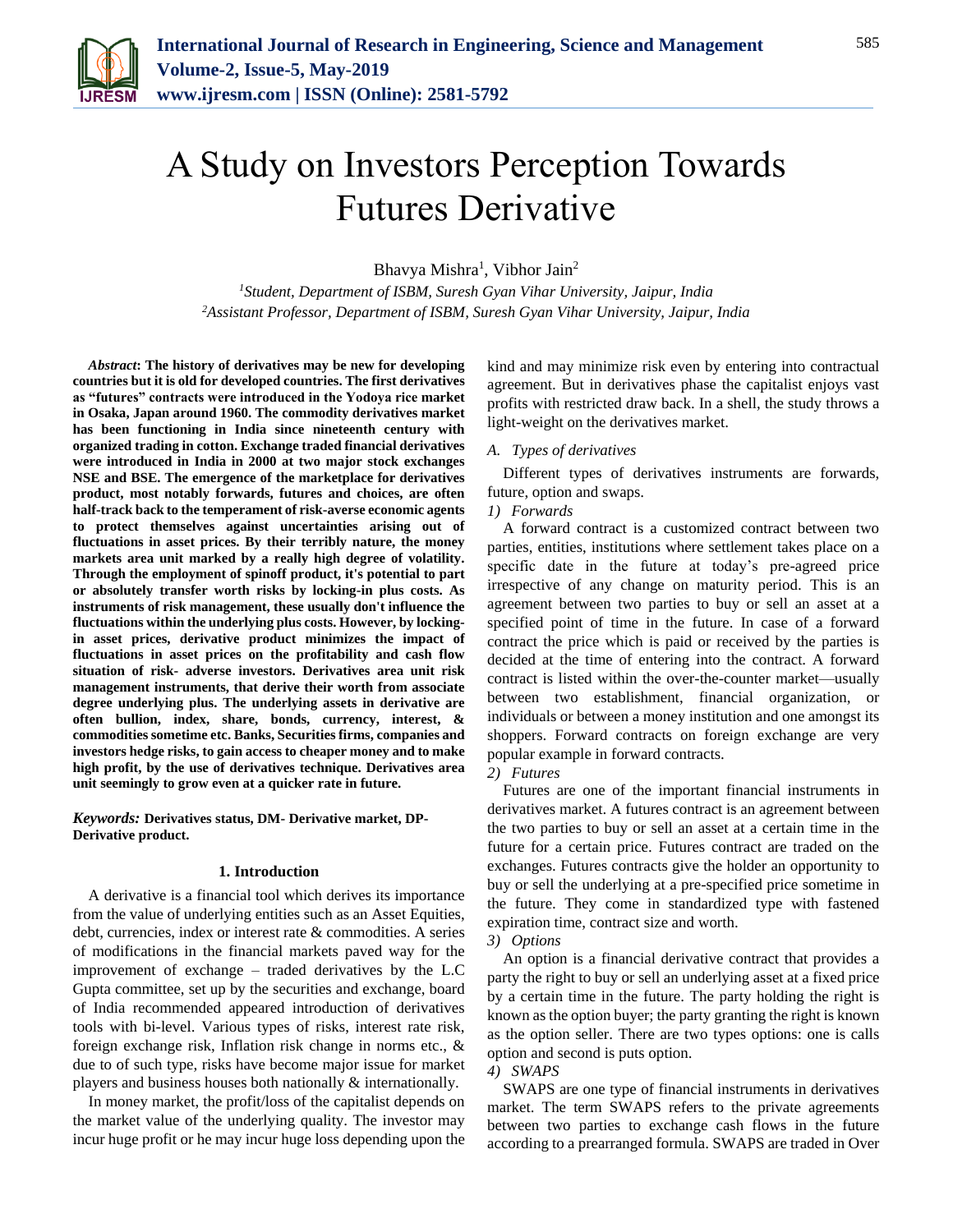# A Study on Investors Perception Towards Futures Derivative

Bhavya Mishra[1], Vibhor Jain[2]

[1]*Student, Department of ISBM, Suresh Gyan Vihar University, Jaipur, India*
[2]*Assistant Professor, Department of ISBM, Suresh Gyan Vihar University, Jaipur, India*

***Abstract*: The history of derivatives may be new for developing countries but it is old for developed countries. The first derivatives as "futures" contracts were introduced in the Yodoya rice market in Osaka, Japan around 1960. The commodity derivatives market has been functioning in India since nineteenth century with organized trading in cotton. Exchange traded financial derivatives were introduced in India in 2000 at two major stock exchanges NSE and BSE. The emergence of the marketplace for derivatives product, most notably forwards, futures and choices, are often half-track back to the temperament of risk-averse economic agents to protect themselves against uncertainties arising out of fluctuations in asset prices. By their terribly nature, the money markets area unit marked by a really high degree of volatility. Through the employment of spinoff product, it's potential to part or absolutely transfer worth risks by locking-in plus costs. As instruments of risk management, these usually don't influence the fluctuations within the underlying plus costs. However, by locking-in asset prices, derivative product minimizes the impact of fluctuations in asset prices on the profitability and cash flow situation of risk- adverse investors. Derivatives area unit risk management instruments, that derive their worth from associate degree underlying plus. The underlying assets in derivative are often bullion, index, share, bonds, currency, interest, & commodities sometime etc. Banks, Securities firms, companies and investors hedge risks, to gain access to cheaper money and to make high profit, by the use of derivatives technique. Derivatives area unit seemingly to grow even at a quicker rate in future.**

***Keywords:*** **Derivatives status, DM- Derivative market, DP- Derivative product.**

## 1. Introduction

A derivative is a financial tool which derives its importance from the value of underlying entities such as an Asset Equities, debt, currencies, index or interest rate & commodities. A series of modifications in the financial markets paved way for the improvement of exchange – traded derivatives by the L.C Gupta committee, set up by the securities and exchange, board of India recommended appeared introduction of derivatives tools with bi-level. Various types of risks, interest rate risk, foreign exchange risk, Inflation risk change in norms etc., & due to of such type, risks have become major issue for market players and business houses both nationally & internationally.

In money market, the profit/loss of the capitalist depends on the market value of the underlying quality. The investor may incur huge profit or he may incur huge loss depending upon the kind and may minimize risk even by entering into contractual agreement. But in derivatives phase the capitalist enjoys vast profits with restricted draw back. In a shell, the study throws a light-weight on the derivatives market.

### *A. Types of derivatives*

Different types of derivatives instruments are forwards, future, option and swaps.

#### *1) Forwards*

A forward contract is a customized contract between two parties, entities, institutions where settlement takes place on a specific date in the future at today's pre-agreed price irrespective of any change on maturity period. This is an agreement between two parties to buy or sell an asset at a specified point of time in the future. In case of a forward contract the price which is paid or received by the parties is decided at the time of entering into the contract. A forward contract is listed within the over-the-counter market—usually between two establishment, financial organization, or individuals or between a money institution and one amongst its shoppers. Forward contracts on foreign exchange are very popular example in forward contracts.

#### *2) Futures*

Futures are one of the important financial instruments in derivatives market. A futures contract is an agreement between the two parties to buy or sell an asset at a certain time in the future for a certain price. Futures contract are traded on the exchanges. Futures contracts give the holder an opportunity to buy or sell the underlying at a pre-specified price sometime in the future. They come in standardized type with fastened expiration time, contract size and worth.

#### *3) Options*

An option is a financial derivative contract that provides a party the right to buy or sell an underlying asset at a fixed price by a certain time in the future. The party holding the right is known as the option buyer; the party granting the right is known as the option seller. There are two types options: one is calls option and second is puts option.

#### *4) SWAPS*

SWAPS are one type of financial instruments in derivatives market. The term SWAPS refers to the private agreements between two parties to exchange cash flows in the future according to a prearranged formula. SWAPS are traded in Over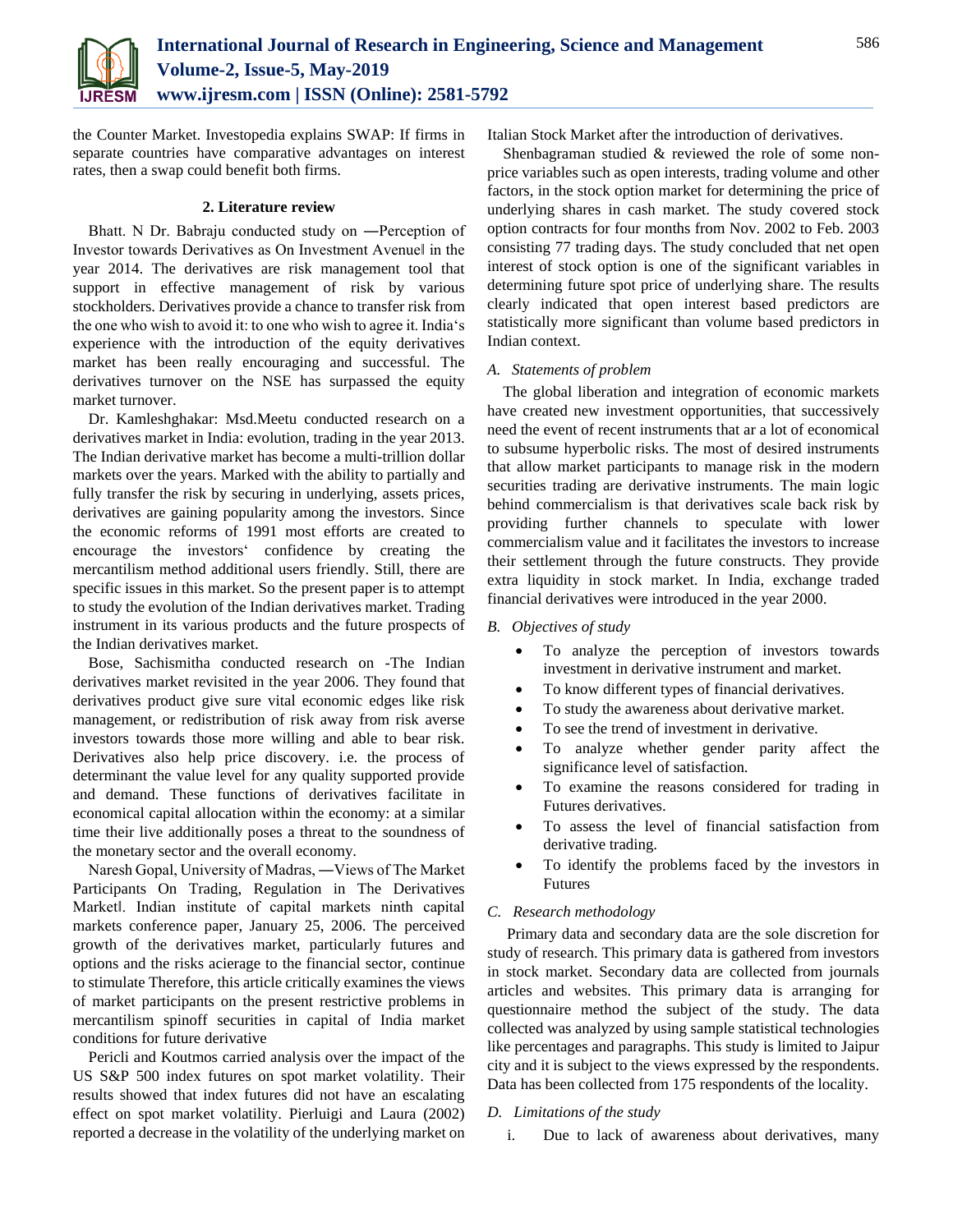the Counter Market. Investopedia explains SWAP: If firms in separate countries have comparative advantages on interest rates, then a swap could benefit both firms.

## 2. Literature review

Bhatt. N Dr. Babraju conducted study on ―Perception of Investor towards Derivatives as On Investment Avenue‖ in the year 2014. The derivatives are risk management tool that support in effective management of risk by various stockholders. Derivatives provide a chance to transfer risk from the one who wish to avoid it: to one who wish to agree it. India's experience with the introduction of the equity derivatives market has been really encouraging and successful. The derivatives turnover on the NSE has surpassed the equity market turnover.

Dr. Kamleshghakar: Msd.Meetu conducted research on a derivatives market in India: evolution, trading in the year 2013. The Indian derivative market has become a multi-trillion dollar markets over the years. Marked with the ability to partially and fully transfer the risk by securing in underlying, assets prices, derivatives are gaining popularity among the investors. Since the economic reforms of 1991 most efforts are created to encourage the investors' confidence by creating the mercantilism method additional users friendly. Still, there are specific issues in this market. So the present paper is to attempt to study the evolution of the Indian derivatives market. Trading instrument in its various products and the future prospects of the Indian derivatives market.

Bose, Sachismitha conducted research on -The Indian derivatives market revisited in the year 2006. They found that derivatives product give sure vital economic edges like risk management, or redistribution of risk away from risk averse investors towards those more willing and able to bear risk. Derivatives also help price discovery. i.e. the process of determinant the value level for any quality supported provide and demand. These functions of derivatives facilitate in economical capital allocation within the economy: at a similar time their live additionally poses a threat to the soundness of the monetary sector and the overall economy.

Naresh Gopal, University of Madras, ―Views of The Market Participants On Trading, Regulation in The Derivatives Market‖. Indian institute of capital markets ninth capital markets conference paper, January 25, 2006. The perceived growth of the derivatives market, particularly futures and options and the risks acierage to the financial sector, continue to stimulate Therefore, this article critically examines the views of market participants on the present restrictive problems in mercantilism spinoff securities in capital of India market conditions for future derivative

Pericli and Koutmos carried analysis over the impact of the US S&P 500 index futures on spot market volatility. Their results showed that index futures did not have an escalating effect on spot market volatility. Pierluigi and Laura (2002) reported a decrease in the volatility of the underlying market on Italian Stock Market after the introduction of derivatives.

Shenbagraman studied & reviewed the role of some non-price variables such as open interests, trading volume and other factors, in the stock option market for determining the price of underlying shares in cash market. The study covered stock option contracts for four months from Nov. 2002 to Feb. 2003 consisting 77 trading days. The study concluded that net open interest of stock option is one of the significant variables in determining future spot price of underlying share. The results clearly indicated that open interest based predictors are statistically more significant than volume based predictors in Indian context.

### *A. Statements of problem*

The global liberation and integration of economic markets have created new investment opportunities, that successively need the event of recent instruments that ar a lot of economical to subsume hyperbolic risks. The most of desired instruments that allow market participants to manage risk in the modern securities trading are derivative instruments. The main logic behind commercialism is that derivatives scale back risk by providing further channels to speculate with lower commercialism value and it facilitates the investors to increase their settlement through the future constructs. They provide extra liquidity in stock market. In India, exchange traded financial derivatives were introduced in the year 2000.

### *B. Objectives of study*

- To analyze the perception of investors towards investment in derivative instrument and market.
- To know different types of financial derivatives.
- To study the awareness about derivative market.
- To see the trend of investment in derivative.
- To analyze whether gender parity affect the significance level of satisfaction.
- To examine the reasons considered for trading in Futures derivatives.
- To assess the level of financial satisfaction from derivative trading.
- To identify the problems faced by the investors in Futures

### *C. Research methodology*

Primary data and secondary data are the sole discretion for study of research. This primary data is gathered from investors in stock market. Secondary data are collected from journals articles and websites. This primary data is arranging for questionnaire method the subject of the study. The data collected was analyzed by using sample statistical technologies like percentages and paragraphs. This study is limited to Jaipur city and it is subject to the views expressed by the respondents. Data has been collected from 175 respondents of the locality.

### *D. Limitations of the study*

i. Due to lack of awareness about derivatives, many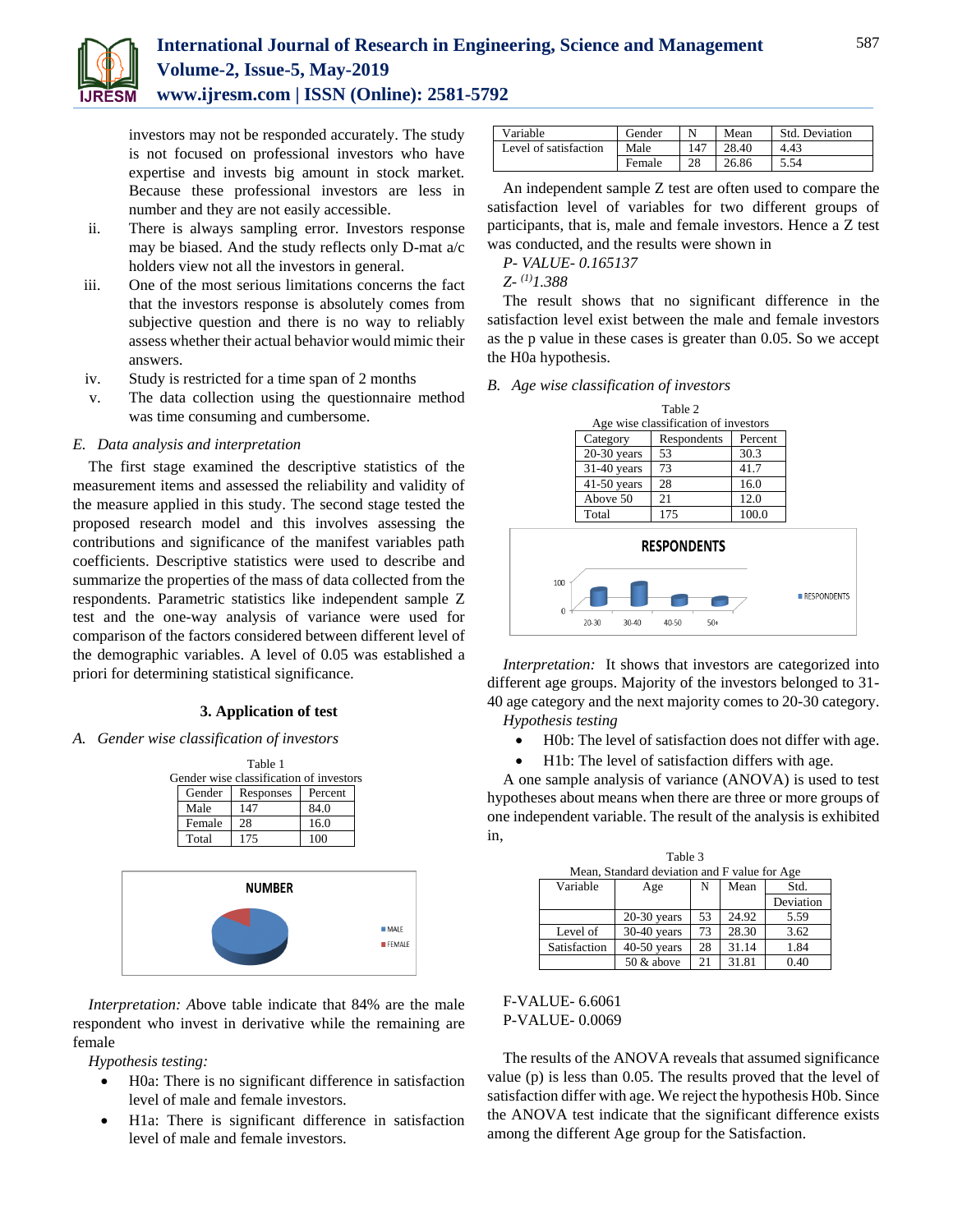investors may not be responded accurately. The study is not focused on professional investors who have expertise and invests big amount in stock market. Because these professional investors are less in number and they are not easily accessible.

ii. There is always sampling error. Investors response may be biased. And the study reflects only D-mat a/c holders view not all the investors in general.

iii. One of the most serious limitations concerns the fact that the investors response is absolutely comes from subjective question and there is no way to reliably assess whether their actual behavior would mimic their answers.

iv. Study is restricted for a time span of 2 months

v. The data collection using the questionnaire method was time consuming and cumbersome.

### *E. Data analysis and interpretation*

The first stage examined the descriptive statistics of the measurement items and assessed the reliability and validity of the measure applied in this study. The second stage tested the proposed research model and this involves assessing the contributions and significance of the manifest variables path coefficients. Descriptive statistics were used to describe and summarize the properties of the mass of data collected from the respondents. Parametric statistics like independent sample Z test and the one-way analysis of variance were used for comparison of the factors considered between different level of the demographic variables. A level of 0.05 was established a priori for determining statistical significance.

## 3. Application of test

### *A. Gender wise classification of investors*

Table 1
Gender wise classification of investors

| Gender | Responses | Percent |
|---|---|---|
| Male | 147 | 84.0 |
| Female | 28 | 16.0 |
| Total | 175 | 100 |

*Interpretation: A*bove table indicate that 84% are the male respondent who invest in derivative while the remaining are female

*Hypothesis testing:*

- H0a: There is no significant difference in satisfaction level of male and female investors.
- H1a: There is significant difference in satisfaction level of male and female investors.

| Variable | Gender | N | Mean | Std. Deviation |
|---|---|---|---|---|
| Level of satisfaction | Male | 147 | 28.40 | 4.43 |
| | Female | 28 | 26.86 | 5.54 |

An independent sample Z test are often used to compare the satisfaction level of variables for two different groups of participants, that is, male and female investors. Hence a Z test was conducted, and the results were shown in

*P- VALUE- 0.165137*

*Z- [1]1.388*

The result shows that no significant difference in the satisfaction level exist between the male and female investors as the p value in these cases is greater than 0.05. So we accept the H0a hypothesis.

### *B. Age wise classification of investors*

Table 2
Age wise classification of investors

| Category | Respondents | Percent |
|---|---|---|
| 20-30 years | 53 | 30.3 |
| 31-40 years | 73 | 41.7 |
| 41-50 years | 28 | 16.0 |
| Above 50 | 21 | 12.0 |
| Total | 175 | 100.0 |

*Interpretation:* It shows that investors are categorized into different age groups. Majority of the investors belonged to 31-40 age category and the next majority comes to 20-30 category.

*Hypothesis testing*

- H0b: The level of satisfaction does not differ with age.
- H1b: The level of satisfaction differs with age.

A one sample analysis of variance (ANOVA) is used to test hypotheses about means when there are three or more groups of one independent variable. The result of the analysis is exhibited in,

Table 3
Mean, Standard deviation and F value for Age

| Variable | Age | N | Mean | Std. Deviation |
|---|---|---|---|---|
| | 20-30 years | 53 | 24.92 | 5.59 |
| Level of | 30-40 years | 73 | 28.30 | 3.62 |
| Satisfaction | 40-50 years | 28 | 31.14 | 1.84 |
| | 50 & above | 21 | 31.81 | 0.40 |

F-VALUE- 6.6061
P-VALUE- 0.0069

The results of the ANOVA reveals that assumed significance value (p) is less than 0.05. The results proved that the level of satisfaction differ with age. We reject the hypothesis H0b. Since the ANOVA test indicate that the significant difference exists among the different Age group for the Satisfaction.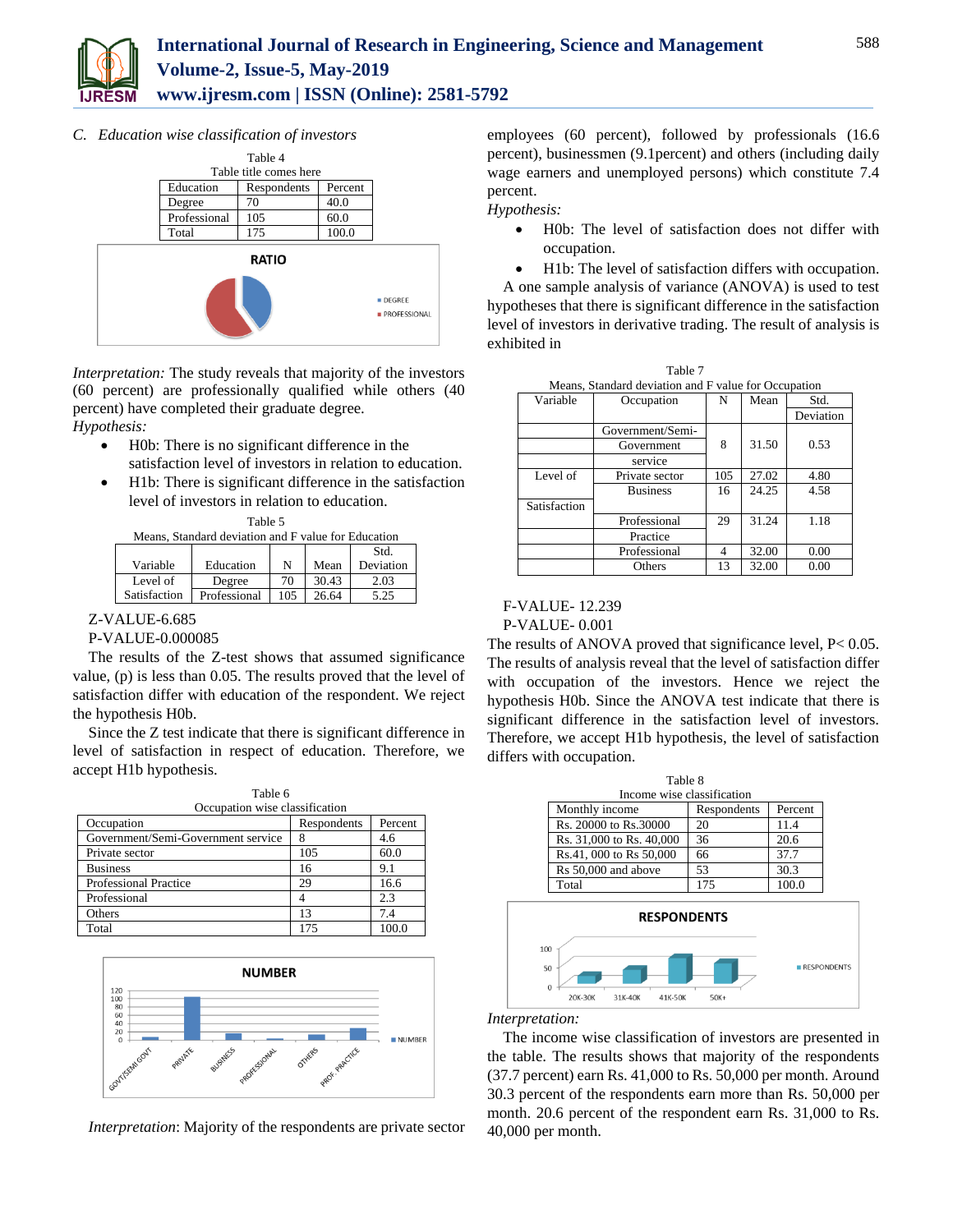### C. Education wise classification of investors

Table 4
Table title comes here

| Education | Respondents | Percent |
|---|---|---|
| Degree | 70 | 40.0 |
| Professional | 105 | 60.0 |
| Total | 175 | 100.0 |

*Interpretation:* The study reveals that majority of the investors (60 percent) are professionally qualified while others (40 percent) have completed their graduate degree.

*Hypothesis:*

- H0b: There is no significant difference in the satisfaction level of investors in relation to education.
- H1b: There is significant difference in the satisfaction level of investors in relation to education.

Table 5
Means, Standard deviation and F value for Education

| Variable | Education | N | Mean | Std. Deviation |
|---|---|---|---|---|
| Level of | Degree | 70 | 30.43 | 2.03 |
| Satisfaction | Professional | 105 | 26.64 | 5.25 |

Z-VALUE-6.685

P-VALUE-0.000085

The results of the Z-test shows that assumed significance value, (p) is less than 0.05. The results proved that the level of satisfaction differ with education of the respondent. We reject the hypothesis H0b.

Since the Z test indicate that there is significant difference in level of satisfaction in respect of education. Therefore, we accept H1b hypothesis.

Table 6
Occupation wise classification

| Occupation | Respondents | Percent |
|---|---|---|
| Government/Semi-Government service | 8 | 4.6 |
| Private sector | 105 | 60.0 |
| Business | 16 | 9.1 |
| Professional Practice | 29 | 16.6 |
| Professional | 4 | 2.3 |
| Others | 13 | 7.4 |
| Total | 175 | 100.0 |

*Interpretation*: Majority of the respondents are private sector employees (60 percent), followed by professionals (16.6 percent), businessmen (9.1percent) and others (including daily wage earners and unemployed persons) which constitute 7.4 percent.

*Hypothesis:*

- H0b: The level of satisfaction does not differ with occupation.
- H1b: The level of satisfaction differs with occupation.

A one sample analysis of variance (ANOVA) is used to test hypotheses that there is significant difference in the satisfaction level of investors in derivative trading. The result of analysis is exhibited in

Table 7
Means, Standard deviation and F value for Occupation

| Variable | Occupation | N | Mean | Std. Deviation |
|---|---|---|---|---|
| Level of Satisfaction | Government/Semi-Government service | 8 | 31.50 | 0.53 |
| | Private sector | 105 | 27.02 | 4.80 |
| | Business | 16 | 24.25 | 4.58 |
| | Professional Practice | 29 | 31.24 | 1.18 |
| | Professional | 4 | 32.00 | 0.00 |
| | Others | 13 | 32.00 | 0.00 |

F-VALUE- 12.239

P-VALUE- 0.001

The results of ANOVA proved that significance level, P< 0.05. The results of analysis reveal that the level of satisfaction differ with occupation of the investors. Hence we reject the hypothesis H0b. Since the ANOVA test indicate that there is significant difference in the satisfaction level of investors. Therefore, we accept H1b hypothesis, the level of satisfaction differs with occupation.

Table 8
Income wise classification

| Monthly income | Respondents | Percent |
|---|---|---|
| Rs. 20000 to Rs.30000 | 20 | 11.4 |
| Rs. 31,000 to Rs. 40,000 | 36 | 20.6 |
| Rs.41, 000 to Rs 50,000 | 66 | 37.7 |
| Rs 50,000 and above | 53 | 30.3 |
| Total | 175 | 100.0 |

*Interpretation:*

The income wise classification of investors are presented in the table. The results shows that majority of the respondents (37.7 percent) earn Rs. 41,000 to Rs. 50,000 per month. Around 30.3 percent of the respondents earn more than Rs. 50,000 per month. 20.6 percent of the respondent earn Rs. 31,000 to Rs. 40,000 per month.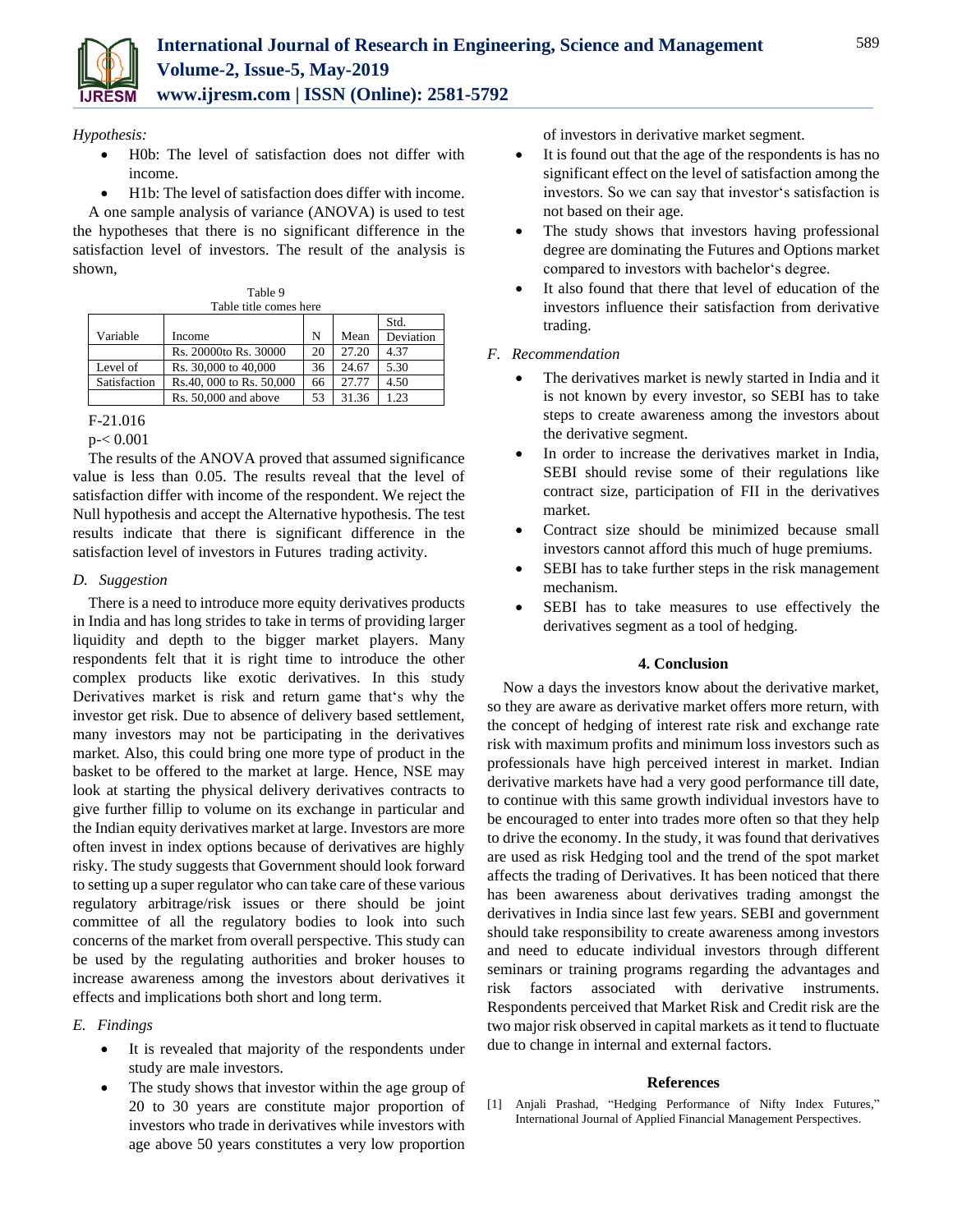*Hypothesis:*

- H0b: The level of satisfaction does not differ with income.
- H1b: The level of satisfaction does differ with income.

A one sample analysis of variance (ANOVA) is used to test the hypotheses that there is no significant difference in the satisfaction level of investors. The result of the analysis is shown,

Table 9
Table title comes here

| Variable | Income | N | Mean | Std. Deviation |
|---|---|---|---|---|
| | Rs. 20000to Rs. 30000 | 20 | 27.20 | 4.37 |
| Level of | Rs. 30,000 to 40,000 | 36 | 24.67 | 5.30 |
| Satisfaction | Rs.40, 000 to Rs. 50,000 | 66 | 27.77 | 4.50 |
| | Rs. 50,000 and above | 53 | 31.36 | 1.23 |

F-21.016

p-< 0.001

The results of the ANOVA proved that assumed significance value is less than 0.05. The results reveal that the level of satisfaction differ with income of the respondent. We reject the Null hypothesis and accept the Alternative hypothesis. The test results indicate that there is significant difference in the satisfaction level of investors in Futures trading activity.

### *D. Suggestion*

There is a need to introduce more equity derivatives products in India and has long strides to take in terms of providing larger liquidity and depth to the bigger market players. Many respondents felt that it is right time to introduce the other complex products like exotic derivatives. In this study Derivatives market is risk and return game that's why the investor get risk. Due to absence of delivery based settlement, many investors may not be participating in the derivatives market. Also, this could bring one more type of product in the basket to be offered to the market at large. Hence, NSE may look at starting the physical delivery derivatives contracts to give further fillip to volume on its exchange in particular and the Indian equity derivatives market at large. Investors are more often invest in index options because of derivatives are highly risky. The study suggests that Government should look forward to setting up a super regulator who can take care of these various regulatory arbitrage/risk issues or there should be joint committee of all the regulatory bodies to look into such concerns of the market from overall perspective. This study can be used by the regulating authorities and broker houses to increase awareness among the investors about derivatives it effects and implications both short and long term.

### *E. Findings*

- It is revealed that majority of the respondents under study are male investors.
- The study shows that investor within the age group of 20 to 30 years are constitute major proportion of investors who trade in derivatives while investors with age above 50 years constitutes a very low proportion of investors in derivative market segment.
- It is found out that the age of the respondents is has no significant effect on the level of satisfaction among the investors. So we can say that investor's satisfaction is not based on their age.
- The study shows that investors having professional degree are dominating the Futures and Options market compared to investors with bachelor's degree.
- It also found that there that level of education of the investors influence their satisfaction from derivative trading.

### *F. Recommendation*

- The derivatives market is newly started in India and it is not known by every investor, so SEBI has to take steps to create awareness among the investors about the derivative segment.
- In order to increase the derivatives market in India, SEBI should revise some of their regulations like contract size, participation of FII in the derivatives market.
- Contract size should be minimized because small investors cannot afford this much of huge premiums.
- SEBI has to take further steps in the risk management mechanism.
- SEBI has to take measures to use effectively the derivatives segment as a tool of hedging.

## 4. Conclusion

Now a days the investors know about the derivative market, so they are aware as derivative market offers more return, with the concept of hedging of interest rate risk and exchange rate risk with maximum profits and minimum loss investors such as professionals have high perceived interest in market. Indian derivative markets have had a very good performance till date, to continue with this same growth individual investors have to be encouraged to enter into trades more often so that they help to drive the economy. In the study, it was found that derivatives are used as risk Hedging tool and the trend of the spot market affects the trading of Derivatives. It has been noticed that there has been awareness about derivatives trading amongst the derivatives in India since last few years. SEBI and government should take responsibility to create awareness among investors and need to educate individual investors through different seminars or training programs regarding the advantages and risk factors associated with derivative instruments. Respondents perceived that Market Risk and Credit risk are the two major risk observed in capital markets as it tend to fluctuate due to change in internal and external factors.

## References

[1] Anjali Prashad, "Hedging Performance of Nifty Index Futures," International Journal of Applied Financial Management Perspectives.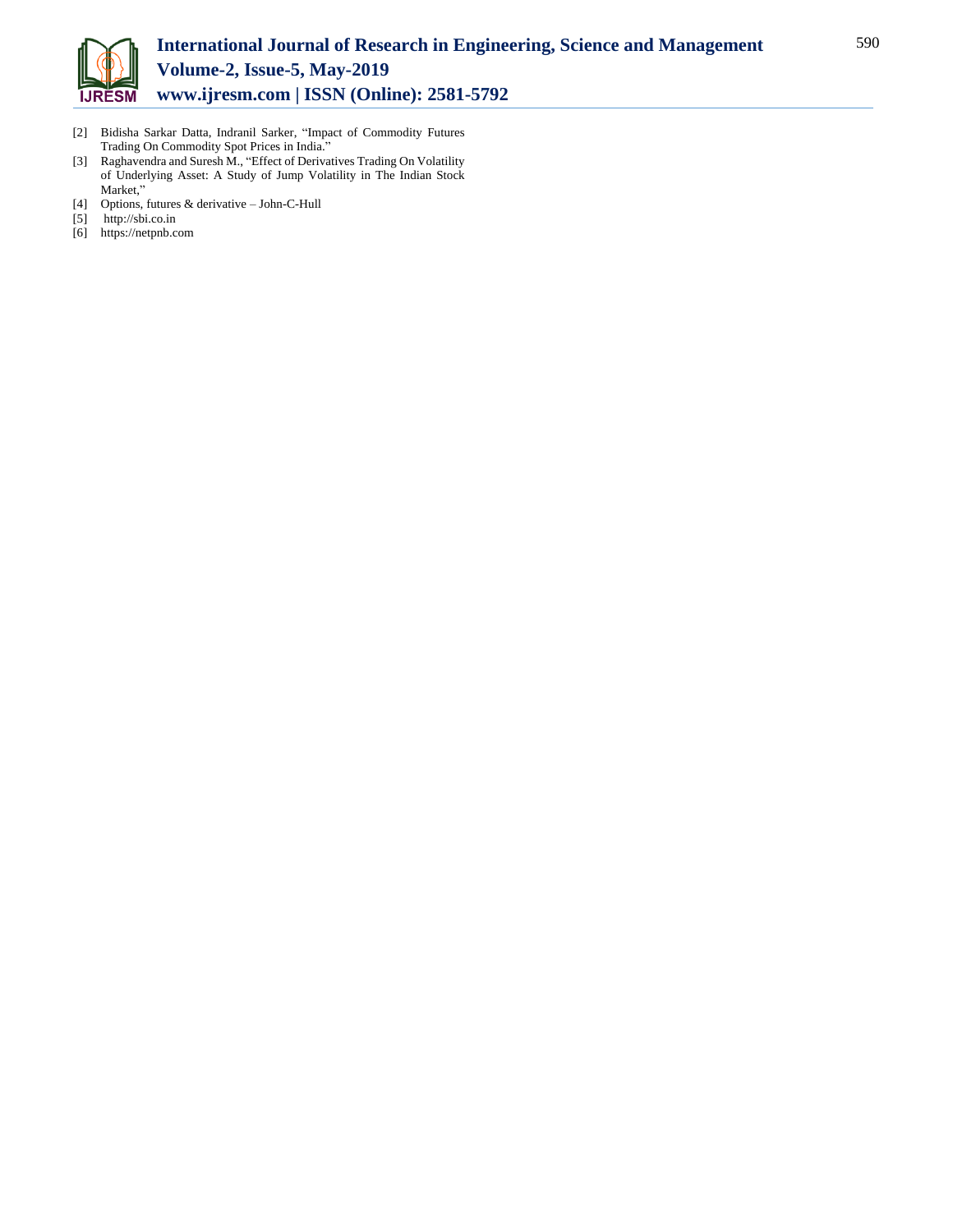[2] Bidisha Sarkar Datta, Indranil Sarker, "Impact of Commodity Futures Trading On Commodity Spot Prices in India."

[3] Raghavendra and Suresh M., "Effect of Derivatives Trading On Volatility of Underlying Asset: A Study of Jump Volatility in The Indian Stock Market,"

[4] Options, futures & derivative – John-C-Hull

[5] http://sbi.co.in

[6] https://netpnb.com